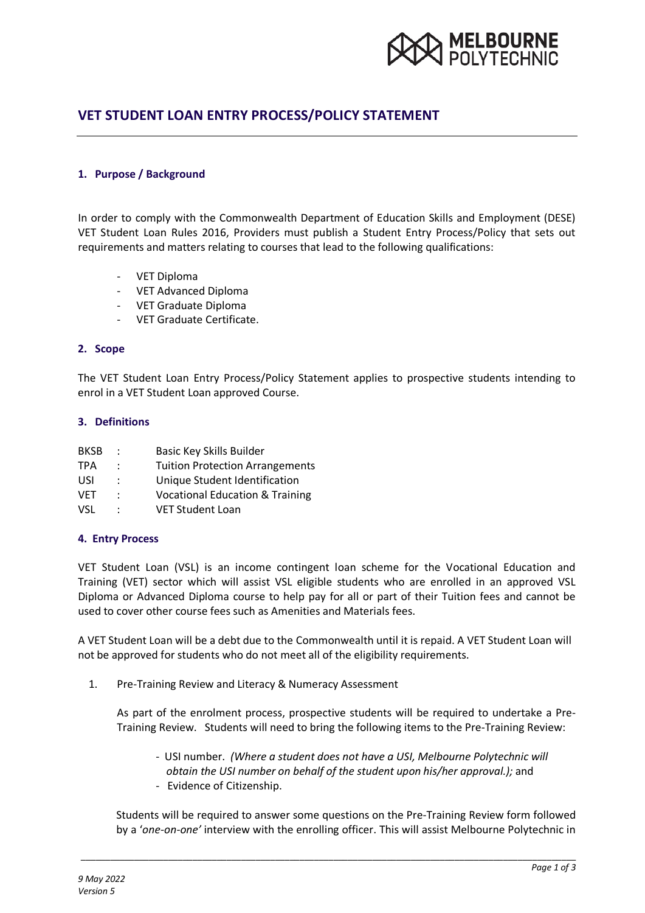# VET STUDENT LOAN ENTRY PROCESS/POLICY STATEMENT

## 1. Purpose / Background

In order to comply with the Commonwealth Department of Education Skills and Employment (DESE) VET Student Loan Rules 2016, Providers must publish a Student Entry Process/Policy that sets out requirements and matters relating to courses that lead to the following qualifications:

- VET Diploma
- VET Advanced Diploma
- VET Graduate Diploma
- VET Graduate Certificate.

## 2. Scope

The VET Student Loan Entry Process/Policy Statement applies to prospective students intending to enrol in a VET Student Loan approved Course.

## 3. Definitions

| | | |
|---|---|---|
| BKSB | : | Basic Key Skills Builder |
| TPA | : | Tuition Protection Arrangements |
| USI | : | Unique Student Identification |
| VET | : | Vocational Education & Training |
| VSL | : | VET Student Loan |

## 4. Entry Process

VET Student Loan (VSL) is an income contingent loan scheme for the Vocational Education and Training (VET) sector which will assist VSL eligible students who are enrolled in an approved VSL Diploma or Advanced Diploma course to help pay for all or part of their Tuition fees and cannot be used to cover other course fees such as Amenities and Materials fees.

A VET Student Loan will be a debt due to the Commonwealth until it is repaid. A VET Student Loan will not be approved for students who do not meet all of the eligibility requirements.

1. Pre-Training Review and Literacy & Numeracy Assessment

   As part of the enrolment process, prospective students will be required to undertake a Pre-Training Review. Students will need to bring the following items to the Pre-Training Review:

   - USI number. *(Where a student does not have a USI, Melbourne Polytechnic will obtain the USI number on behalf of the student upon his/her approval.);* and
   - Evidence of Citizenship.

   Students will be required to answer some questions on the Pre-Training Review form followed by a *'one-on-one'* interview with the enrolling officer. This will assist Melbourne Polytechnic in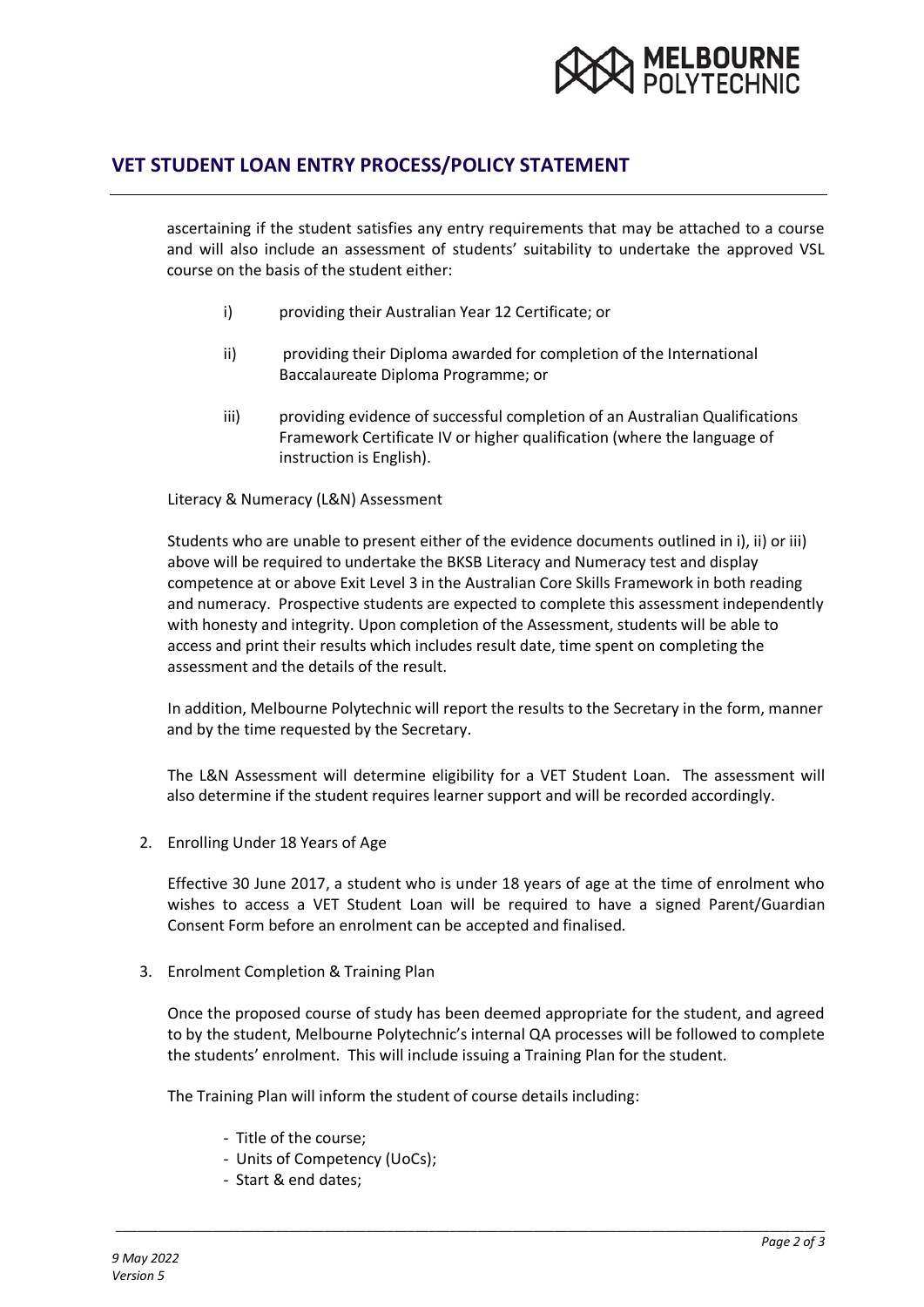ascertaining if the student satisfies any entry requirements that may be attached to a course and will also include an assessment of students' suitability to undertake the approved VSL course on the basis of the student either:

i) providing their Australian Year 12 Certificate; or

ii) providing their Diploma awarded for completion of the International Baccalaureate Diploma Programme; or

iii) providing evidence of successful completion of an Australian Qualifications Framework Certificate IV or higher qualification (where the language of instruction is English).

Literacy & Numeracy (L&N) Assessment

Students who are unable to present either of the evidence documents outlined in i), ii) or iii) above will be required to undertake the BKSB Literacy and Numeracy test and display competence at or above Exit Level 3 in the Australian Core Skills Framework in both reading and numeracy. Prospective students are expected to complete this assessment independently with honesty and integrity. Upon completion of the Assessment, students will be able to access and print their results which includes result date, time spent on completing the assessment and the details of the result.

In addition, Melbourne Polytechnic will report the results to the Secretary in the form, manner and by the time requested by the Secretary.

The L&N Assessment will determine eligibility for a VET Student Loan. The assessment will also determine if the student requires learner support and will be recorded accordingly.

2. Enrolling Under 18 Years of Age

   Effective 30 June 2017, a student who is under 18 years of age at the time of enrolment who wishes to access a VET Student Loan will be required to have a signed Parent/Guardian Consent Form before an enrolment can be accepted and finalised.

3. Enrolment Completion & Training Plan

   Once the proposed course of study has been deemed appropriate for the student, and agreed to by the student, Melbourne Polytechnic's internal QA processes will be followed to complete the students' enrolment. This will include issuing a Training Plan for the student.

   The Training Plan will inform the student of course details including:

   - Title of the course;
   - Units of Competency (UoCs);
   - Start & end dates;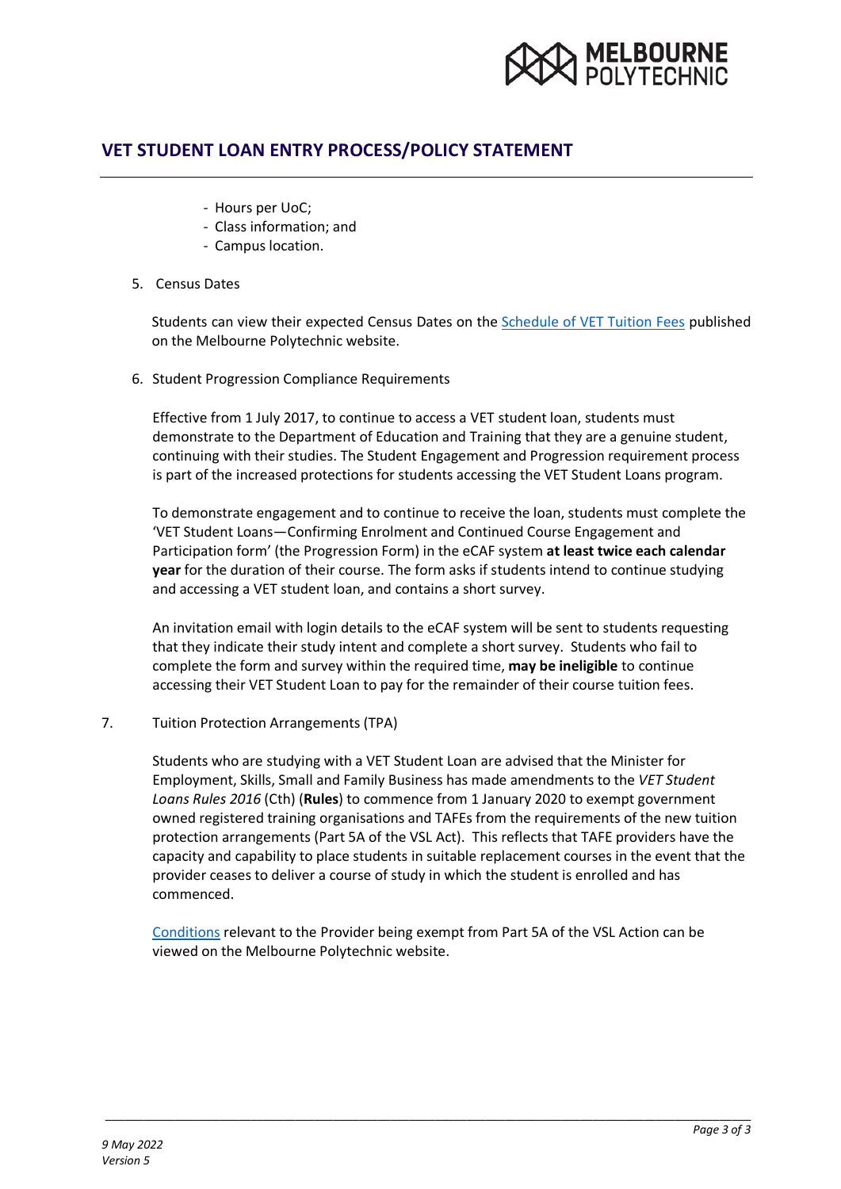- Hours per UoC;
- Class information; and
- Campus location.

5. Census Dates

Students can view their expected Census Dates on the [Schedule of VET Tuition Fees] published on the Melbourne Polytechnic website.

6. Student Progression Compliance Requirements

Effective from 1 July 2017, to continue to access a VET student loan, students must demonstrate to the Department of Education and Training that they are a genuine student, continuing with their studies. The Student Engagement and Progression requirement process is part of the increased protections for students accessing the VET Student Loans program.

To demonstrate engagement and to continue to receive the loan, students must complete the 'VET Student Loans—Confirming Enrolment and Continued Course Engagement and Participation form' (the Progression Form) in the eCAF system **at least twice each calendar year** for the duration of their course. The form asks if students intend to continue studying and accessing a VET student loan, and contains a short survey.

An invitation email with login details to the eCAF system will be sent to students requesting that they indicate their study intent and complete a short survey. Students who fail to complete the form and survey within the required time, **may be ineligible** to continue accessing their VET Student Loan to pay for the remainder of their course tuition fees.

7. Tuition Protection Arrangements (TPA)

Students who are studying with a VET Student Loan are advised that the Minister for Employment, Skills, Small and Family Business has made amendments to the *VET Student Loans Rules 2016* (Cth) (**Rules**) to commence from 1 January 2020 to exempt government owned registered training organisations and TAFEs from the requirements of the new tuition protection arrangements (Part 5A of the VSL Act). This reflects that TAFE providers have the capacity and capability to place students in suitable replacement courses in the event that the provider ceases to deliver a course of study in which the student is enrolled and has commenced.

[Conditions] relevant to the Provider being exempt from Part 5A of the VSL Action can be viewed on the Melbourne Polytechnic website.

*9 May 2022*
*Version 5*